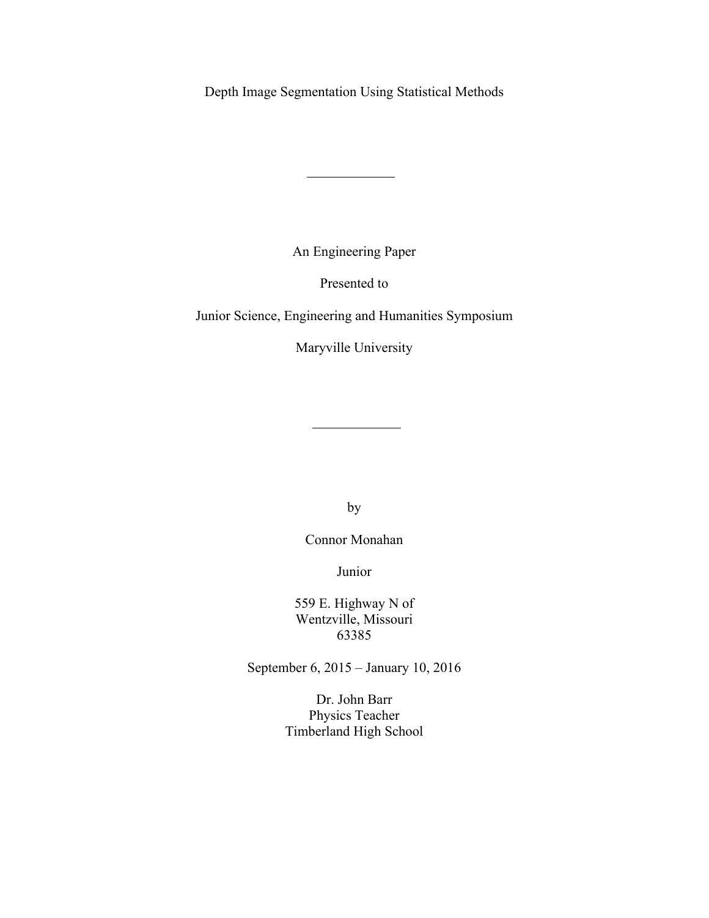# Depth Image Segmentation Using Statistical Methods

---

An Engineering Paper

Presented to

Junior Science, Engineering and Humanities Symposium

Maryville University

---

by

Connor Monahan

Junior

559 E. Highway N of
Wentzville, Missouri
63385

September 6, 2015 – January 10, 2016

Dr. John Barr
Physics Teacher
Timberland High School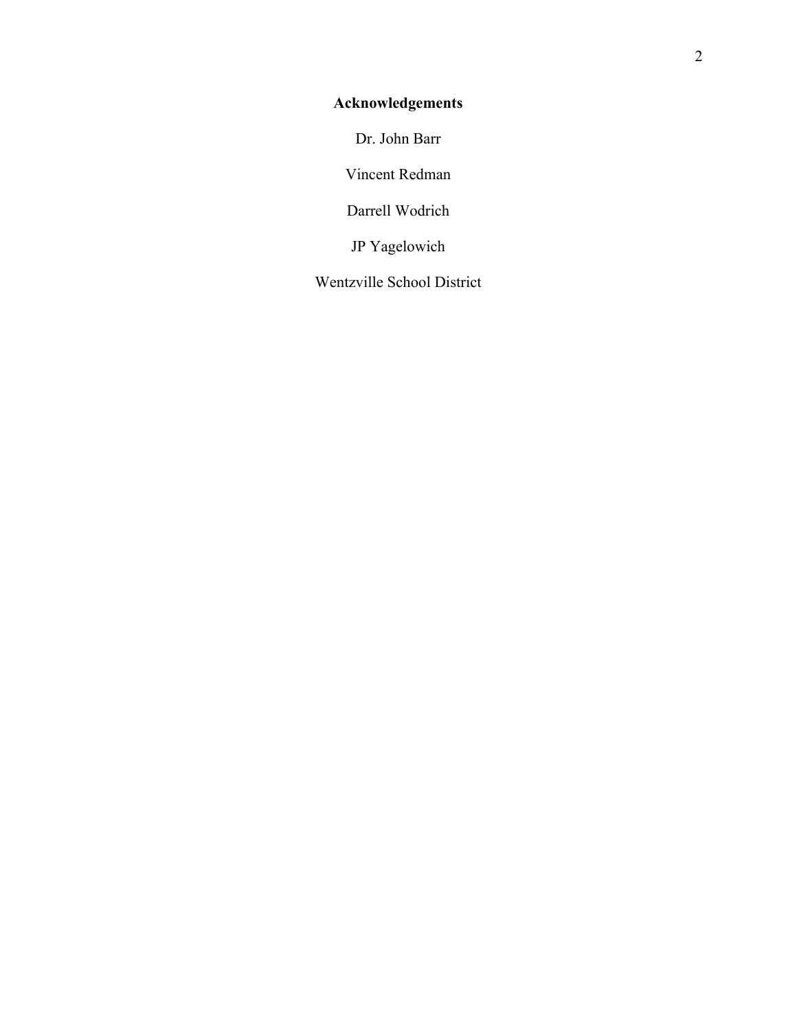## Acknowledgements

Dr. John Barr

Vincent Redman

Darrell Wodrich

JP Yagelowich

Wentzville School District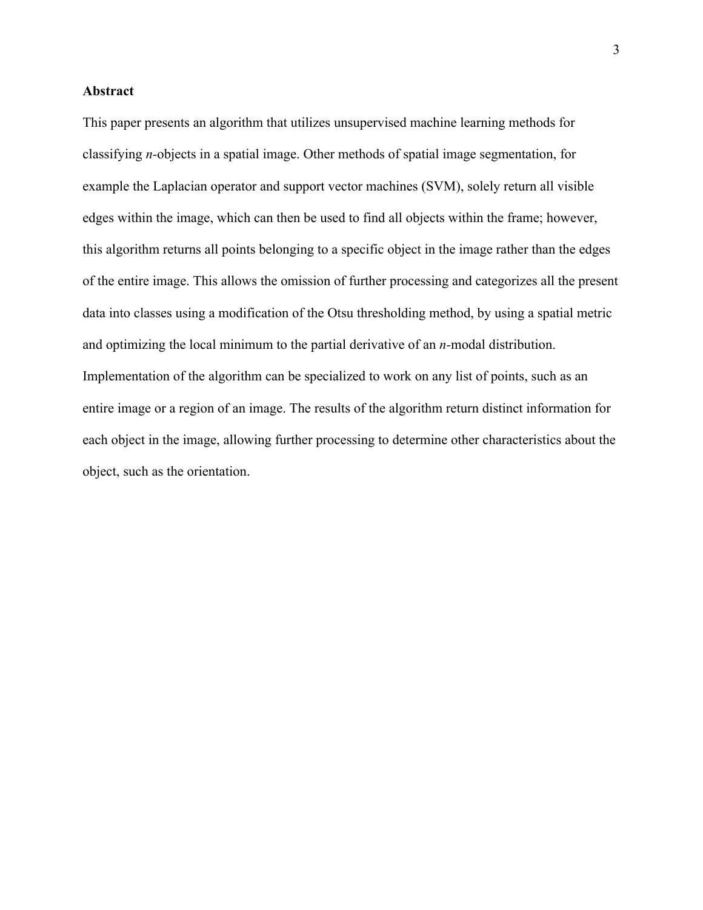## Abstract

This paper presents an algorithm that utilizes unsupervised machine learning methods for classifying *n*-objects in a spatial image. Other methods of spatial image segmentation, for example the Laplacian operator and support vector machines (SVM), solely return all visible edges within the image, which can then be used to find all objects within the frame; however, this algorithm returns all points belonging to a specific object in the image rather than the edges of the entire image. This allows the omission of further processing and categorizes all the present data into classes using a modification of the Otsu thresholding method, by using a spatial metric and optimizing the local minimum to the partial derivative of an *n*-modal distribution. Implementation of the algorithm can be specialized to work on any list of points, such as an entire image or a region of an image. The results of the algorithm return distinct information for each object in the image, allowing further processing to determine other characteristics about the object, such as the orientation.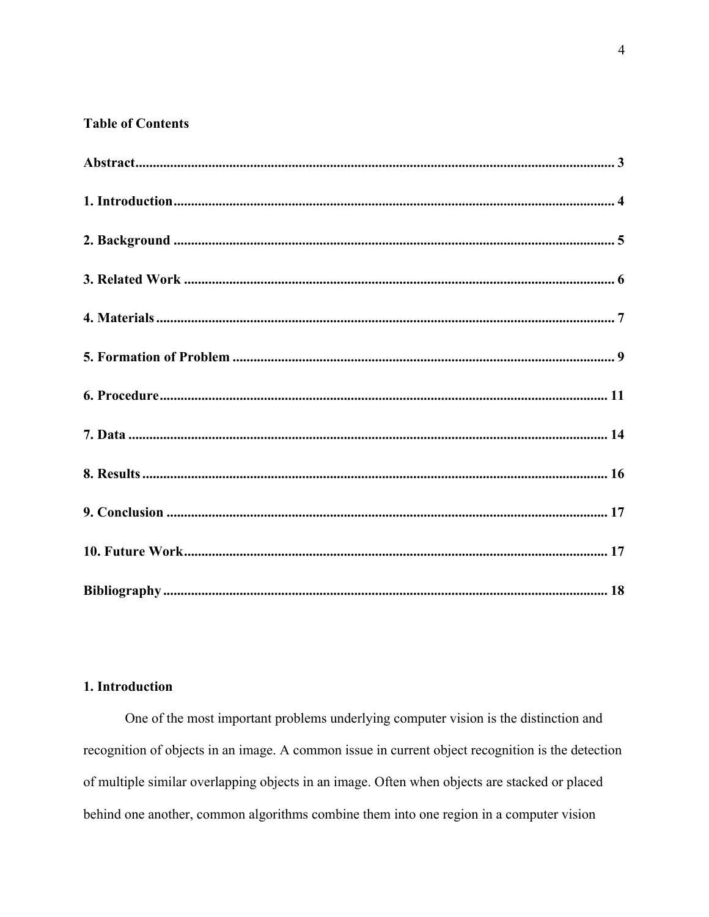**Table of Contents**

**Abstract....................................................................................................................... 3**

**1. Introduction.............................................................................................................. 4**

**2. Background ............................................................................................................. 5**

**3. Related Work ........................................................................................................... 6**

**4. Materials.................................................................................................................. 7**

**5. Formation of Problem ............................................................................................. 9**

**6. Procedure................................................................................................................ 11**

**7. Data ........................................................................................................................ 14**

**8. Results.................................................................................................................... 16**

**9. Conclusion ............................................................................................................. 17**

**10. Future Work.......................................................................................................... 17**

**Bibliography .............................................................................................................. 18**

## 1. Introduction

One of the most important problems underlying computer vision is the distinction and recognition of objects in an image. A common issue in current object recognition is the detection of multiple similar overlapping objects in an image. Often when objects are stacked or placed behind one another, common algorithms combine them into one region in a computer vision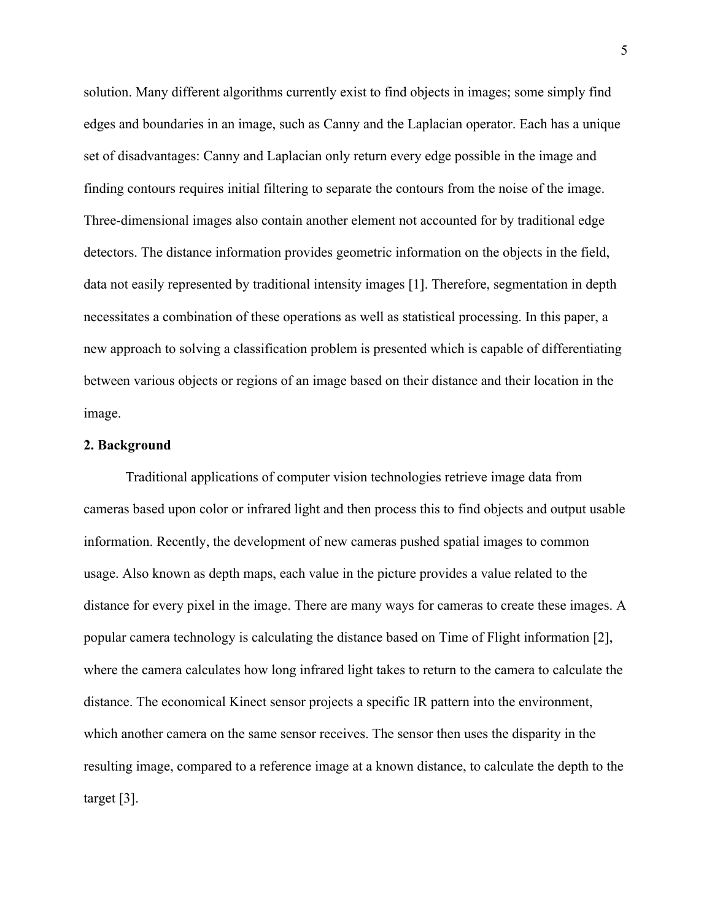solution. Many different algorithms currently exist to find objects in images; some simply find edges and boundaries in an image, such as Canny and the Laplacian operator. Each has a unique set of disadvantages: Canny and Laplacian only return every edge possible in the image and finding contours requires initial filtering to separate the contours from the noise of the image. Three-dimensional images also contain another element not accounted for by traditional edge detectors. The distance information provides geometric information on the objects in the field, data not easily represented by traditional intensity images [1]. Therefore, segmentation in depth necessitates a combination of these operations as well as statistical processing. In this paper, a new approach to solving a classification problem is presented which is capable of differentiating between various objects or regions of an image based on their distance and their location in the image.

## 2. Background

Traditional applications of computer vision technologies retrieve image data from cameras based upon color or infrared light and then process this to find objects and output usable information. Recently, the development of new cameras pushed spatial images to common usage. Also known as depth maps, each value in the picture provides a value related to the distance for every pixel in the image. There are many ways for cameras to create these images. A popular camera technology is calculating the distance based on Time of Flight information [2], where the camera calculates how long infrared light takes to return to the camera to calculate the distance. The economical Kinect sensor projects a specific IR pattern into the environment, which another camera on the same sensor receives. The sensor then uses the disparity in the resulting image, compared to a reference image at a known distance, to calculate the depth to the target [3].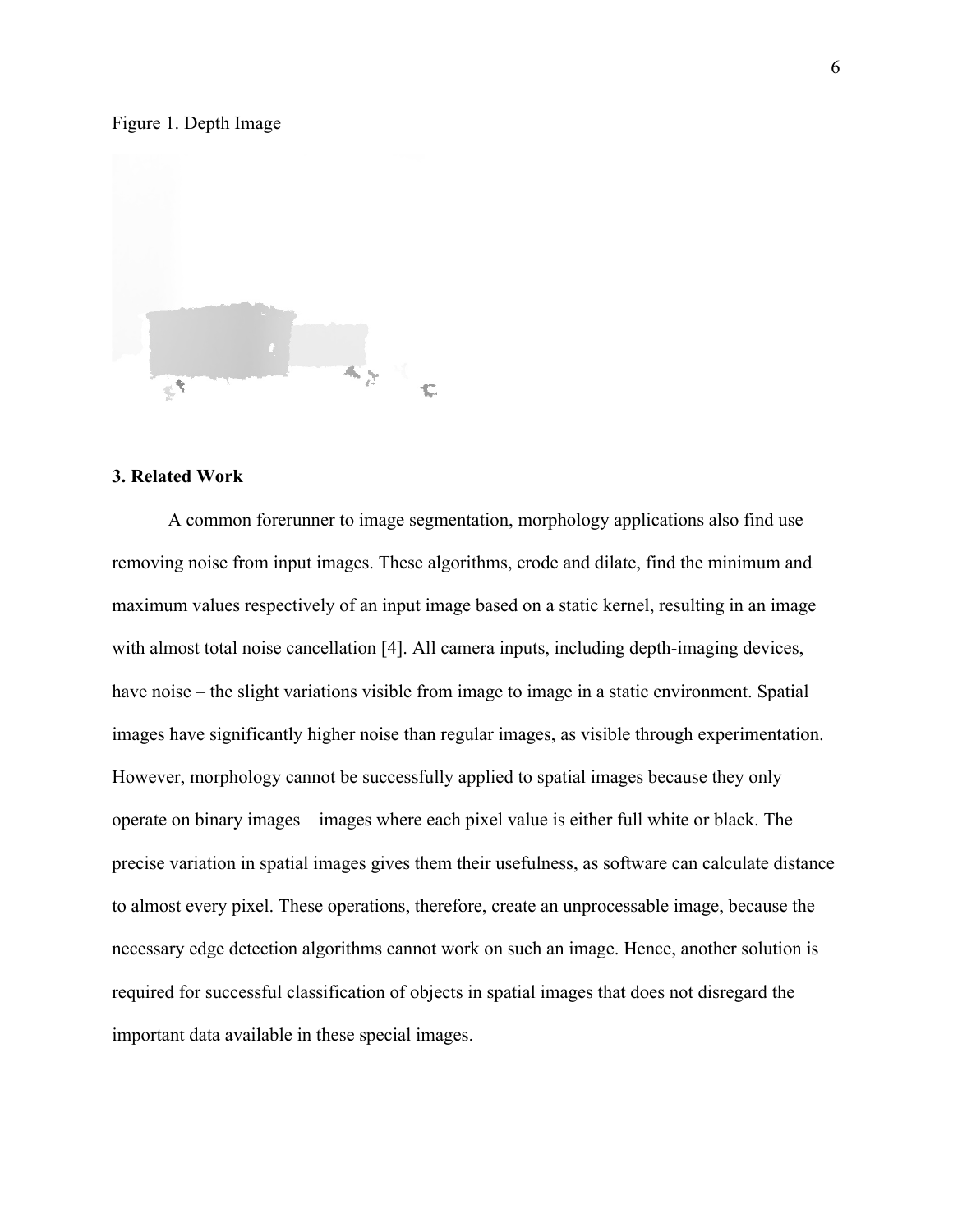Figure 1. Depth Image

### 3. Related Work

A common forerunner to image segmentation, morphology applications also find use removing noise from input images. These algorithms, erode and dilate, find the minimum and maximum values respectively of an input image based on a static kernel, resulting in an image with almost total noise cancellation [4]. All camera inputs, including depth-imaging devices, have noise – the slight variations visible from image to image in a static environment. Spatial images have significantly higher noise than regular images, as visible through experimentation. However, morphology cannot be successfully applied to spatial images because they only operate on binary images – images where each pixel value is either full white or black. The precise variation in spatial images gives them their usefulness, as software can calculate distance to almost every pixel. These operations, therefore, create an unprocessable image, because the necessary edge detection algorithms cannot work on such an image. Hence, another solution is required for successful classification of objects in spatial images that does not disregard the important data available in these special images.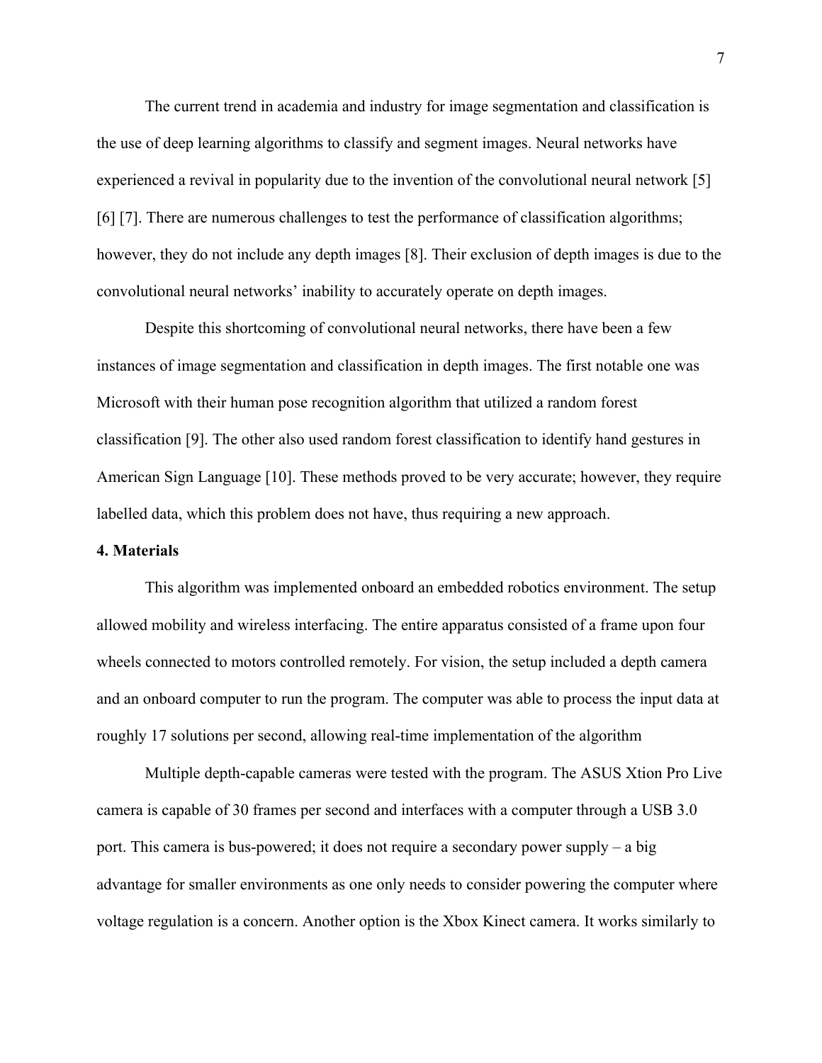The current trend in academia and industry for image segmentation and classification is the use of deep learning algorithms to classify and segment images. Neural networks have experienced a revival in popularity due to the invention of the convolutional neural network [5] [6] [7]. There are numerous challenges to test the performance of classification algorithms; however, they do not include any depth images [8]. Their exclusion of depth images is due to the convolutional neural networks' inability to accurately operate on depth images.

Despite this shortcoming of convolutional neural networks, there have been a few instances of image segmentation and classification in depth images. The first notable one was Microsoft with their human pose recognition algorithm that utilized a random forest classification [9]. The other also used random forest classification to identify hand gestures in American Sign Language [10]. These methods proved to be very accurate; however, they require labelled data, which this problem does not have, thus requiring a new approach.

## 4. Materials

This algorithm was implemented onboard an embedded robotics environment. The setup allowed mobility and wireless interfacing. The entire apparatus consisted of a frame upon four wheels connected to motors controlled remotely. For vision, the setup included a depth camera and an onboard computer to run the program. The computer was able to process the input data at roughly 17 solutions per second, allowing real-time implementation of the algorithm

Multiple depth-capable cameras were tested with the program. The ASUS Xtion Pro Live camera is capable of 30 frames per second and interfaces with a computer through a USB 3.0 port. This camera is bus-powered; it does not require a secondary power supply – a big advantage for smaller environments as one only needs to consider powering the computer where voltage regulation is a concern. Another option is the Xbox Kinect camera. It works similarly to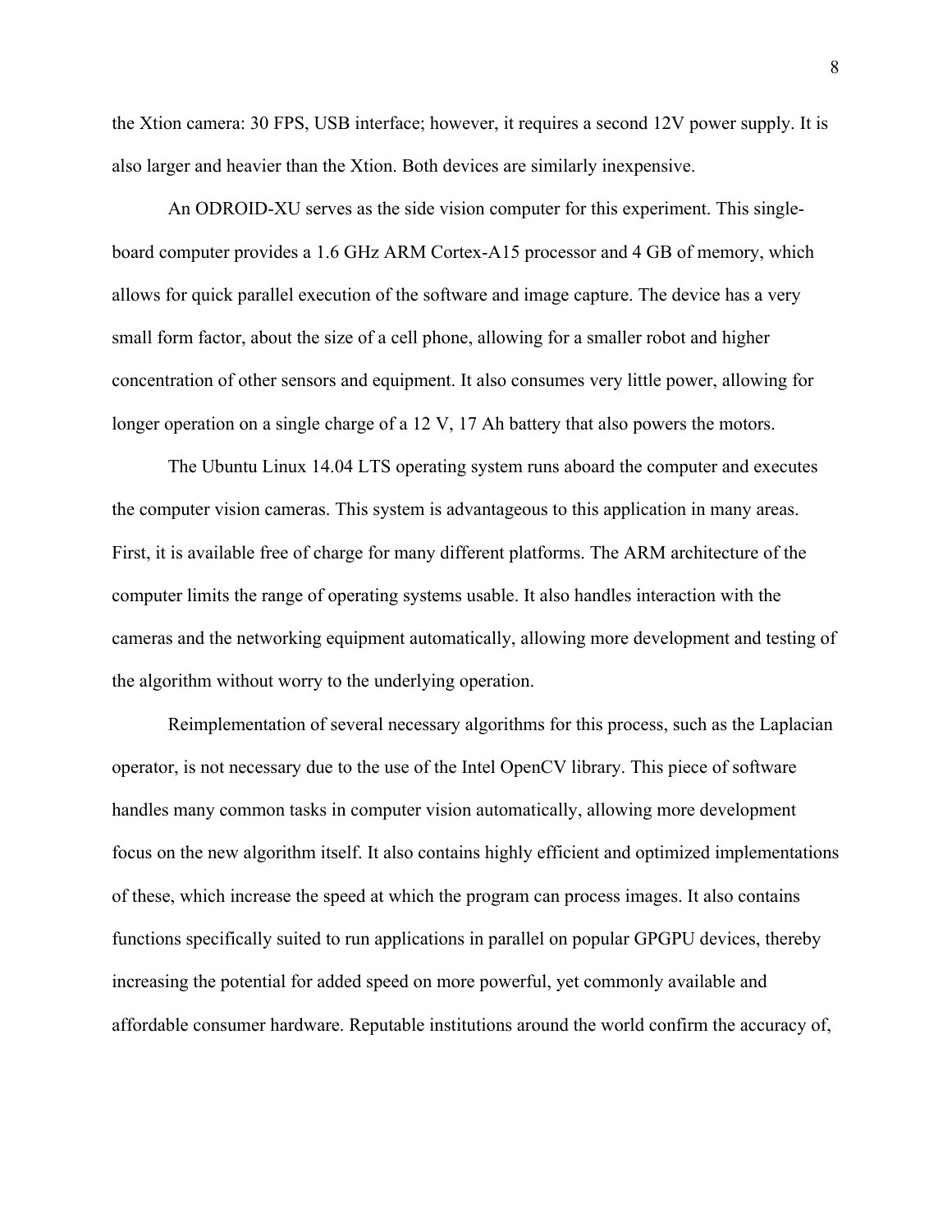the Xtion camera: 30 FPS, USB interface; however, it requires a second 12V power supply. It is also larger and heavier than the Xtion. Both devices are similarly inexpensive.

An ODROID-XU serves as the side vision computer for this experiment. This single-board computer provides a 1.6 GHz ARM Cortex-A15 processor and 4 GB of memory, which allows for quick parallel execution of the software and image capture. The device has a very small form factor, about the size of a cell phone, allowing for a smaller robot and higher concentration of other sensors and equipment. It also consumes very little power, allowing for longer operation on a single charge of a 12 V, 17 Ah battery that also powers the motors.

The Ubuntu Linux 14.04 LTS operating system runs aboard the computer and executes the computer vision cameras. This system is advantageous to this application in many areas. First, it is available free of charge for many different platforms. The ARM architecture of the computer limits the range of operating systems usable. It also handles interaction with the cameras and the networking equipment automatically, allowing more development and testing of the algorithm without worry to the underlying operation.

Reimplementation of several necessary algorithms for this process, such as the Laplacian operator, is not necessary due to the use of the Intel OpenCV library. This piece of software handles many common tasks in computer vision automatically, allowing more development focus on the new algorithm itself. It also contains highly efficient and optimized implementations of these, which increase the speed at which the program can process images. It also contains functions specifically suited to run applications in parallel on popular GPGPU devices, thereby increasing the potential for added speed on more powerful, yet commonly available and affordable consumer hardware. Reputable institutions around the world confirm the accuracy of,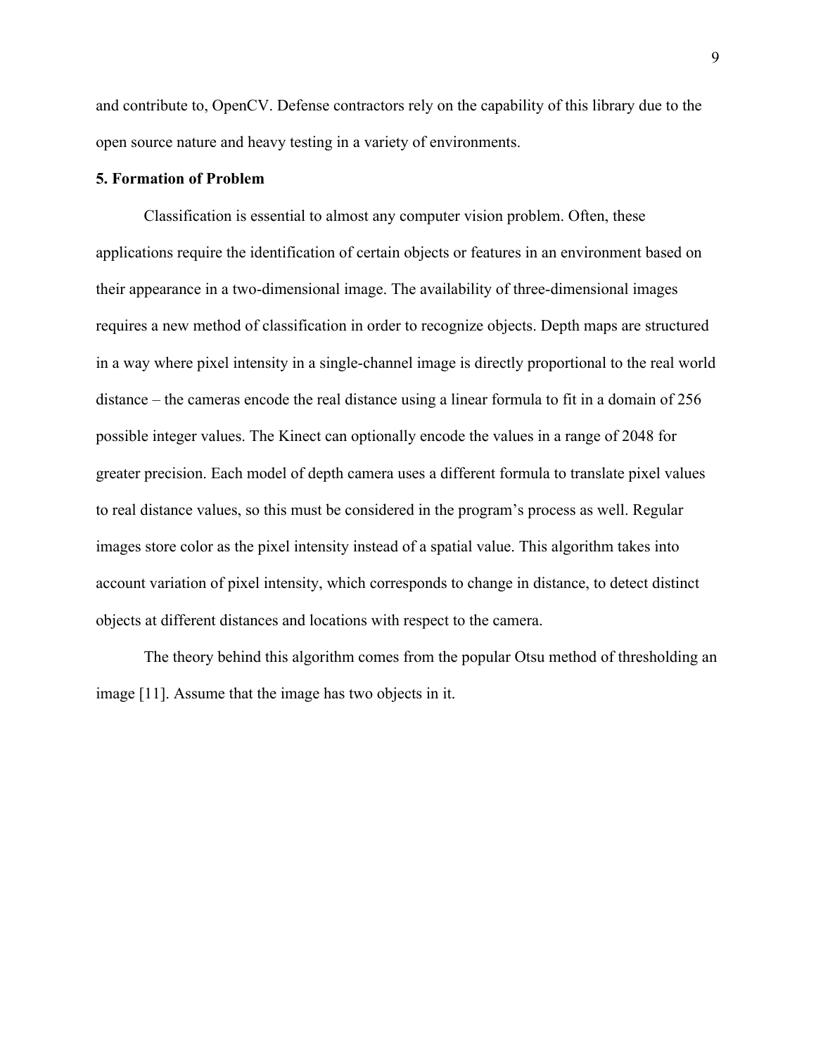and contribute to, OpenCV. Defense contractors rely on the capability of this library due to the open source nature and heavy testing in a variety of environments.

**5. Formation of Problem**

Classification is essential to almost any computer vision problem. Often, these applications require the identification of certain objects or features in an environment based on their appearance in a two-dimensional image. The availability of three-dimensional images requires a new method of classification in order to recognize objects. Depth maps are structured in a way where pixel intensity in a single-channel image is directly proportional to the real world distance – the cameras encode the real distance using a linear formula to fit in a domain of 256 possible integer values. The Kinect can optionally encode the values in a range of 2048 for greater precision. Each model of depth camera uses a different formula to translate pixel values to real distance values, so this must be considered in the program's process as well. Regular images store color as the pixel intensity instead of a spatial value. This algorithm takes into account variation of pixel intensity, which corresponds to change in distance, to detect distinct objects at different distances and locations with respect to the camera.

The theory behind this algorithm comes from the popular Otsu method of thresholding an image [11]. Assume that the image has two objects in it.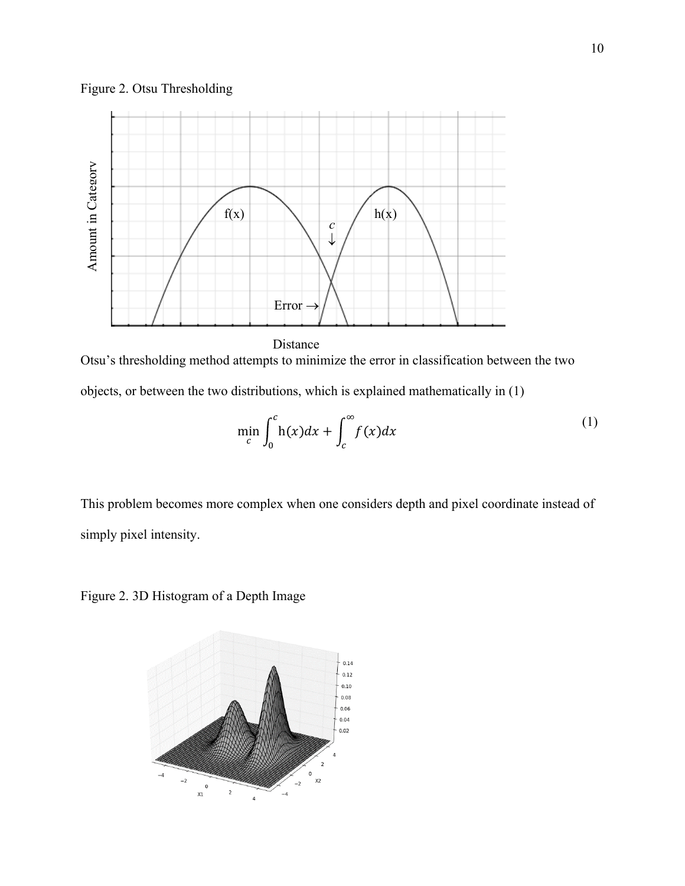Figure 2. Otsu Thresholding

Otsu's thresholding method attempts to minimize the error in classification between the two objects, or between the two distributions, which is explained mathematically in (1)

$$\min_{c} \int_{0}^{c} \mathrm{h}(x)dx + \int_{c}^{\infty} f(x)dx \tag{1}$$

This problem becomes more complex when one considers depth and pixel coordinate instead of simply pixel intensity.

Figure 2. 3D Histogram of a Depth Image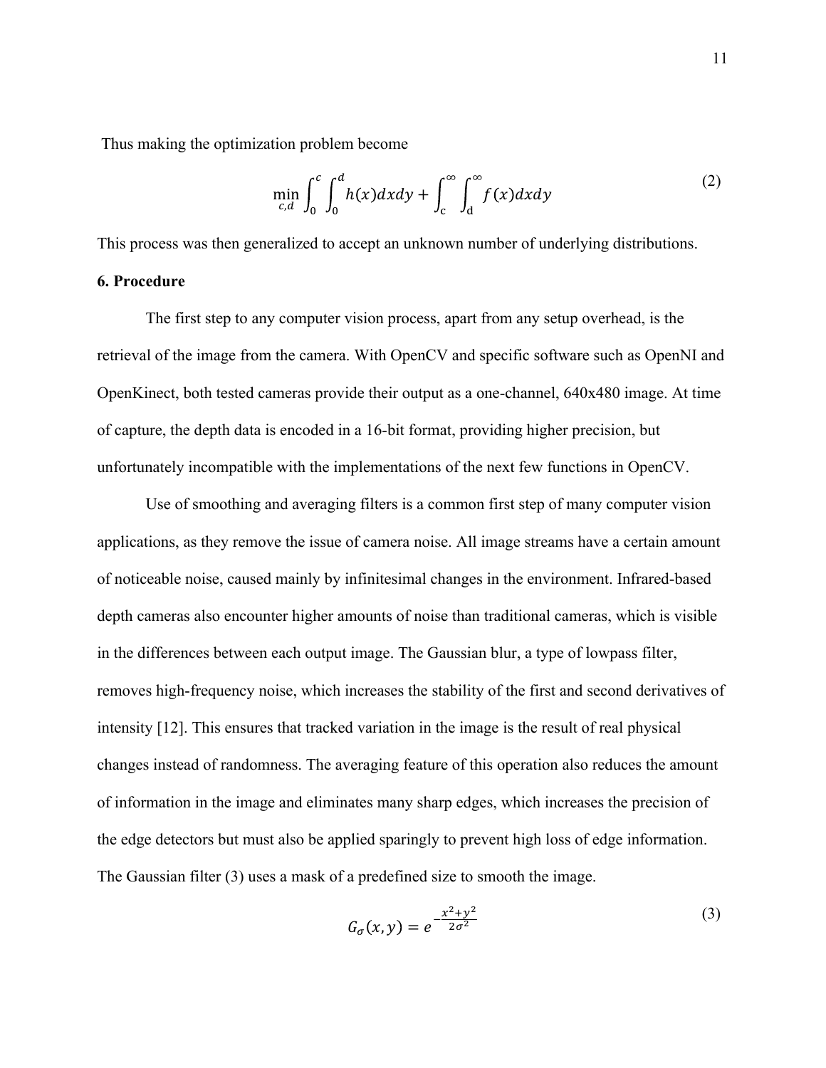Thus making the optimization problem become

$$\min_{c,d} \int_0^c \int_0^d h(x)dxdy + \int_c^\infty \int_d^\infty f(x)dxdy \tag{2}$$

This process was then generalized to accept an unknown number of underlying distributions.

**6. Procedure**

The first step to any computer vision process, apart from any setup overhead, is the retrieval of the image from the camera. With OpenCV and specific software such as OpenNI and OpenKinect, both tested cameras provide their output as a one-channel, 640x480 image. At time of capture, the depth data is encoded in a 16-bit format, providing higher precision, but unfortunately incompatible with the implementations of the next few functions in OpenCV.

Use of smoothing and averaging filters is a common first step of many computer vision applications, as they remove the issue of camera noise. All image streams have a certain amount of noticeable noise, caused mainly by infinitesimal changes in the environment. Infrared-based depth cameras also encounter higher amounts of noise than traditional cameras, which is visible in the differences between each output image. The Gaussian blur, a type of lowpass filter, removes high-frequency noise, which increases the stability of the first and second derivatives of intensity [12]. This ensures that tracked variation in the image is the result of real physical changes instead of randomness. The averaging feature of this operation also reduces the amount of information in the image and eliminates many sharp edges, which increases the precision of the edge detectors but must also be applied sparingly to prevent high loss of edge information. The Gaussian filter (3) uses a mask of a predefined size to smooth the image.

$$G_\sigma(x,y) = e^{-\frac{x^2+y^2}{2\sigma^2}} \tag{3}$$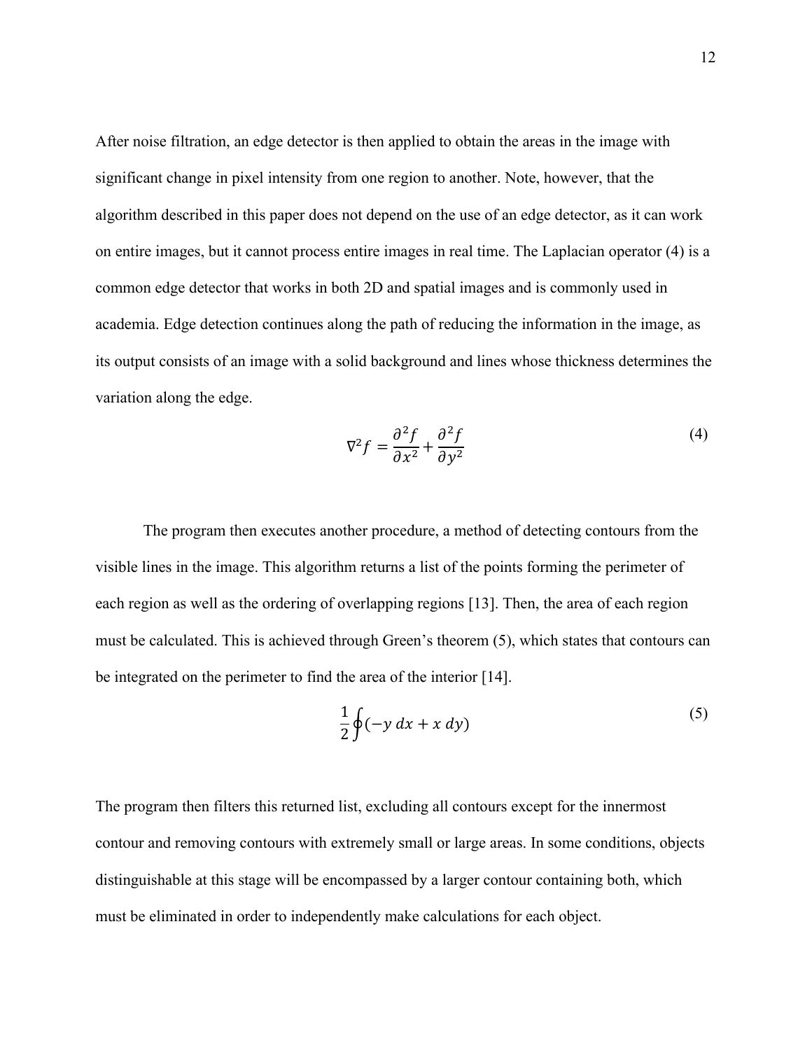After noise filtration, an edge detector is then applied to obtain the areas in the image with significant change in pixel intensity from one region to another. Note, however, that the algorithm described in this paper does not depend on the use of an edge detector, as it can work on entire images, but it cannot process entire images in real time. The Laplacian operator (4) is a common edge detector that works in both 2D and spatial images and is commonly used in academia. Edge detection continues along the path of reducing the information in the image, as its output consists of an image with a solid background and lines whose thickness determines the variation along the edge.

$$\nabla^2 f = \frac{\partial^2 f}{\partial x^2} + \frac{\partial^2 f}{\partial y^2} \tag{4}$$

The program then executes another procedure, a method of detecting contours from the visible lines in the image. This algorithm returns a list of the points forming the perimeter of each region as well as the ordering of overlapping regions [13]. Then, the area of each region must be calculated. This is achieved through Green's theorem (5), which states that contours can be integrated on the perimeter to find the area of the interior [14].

$$\frac{1}{2}\oint(-y\,dx + x\,dy) \tag{5}$$

The program then filters this returned list, excluding all contours except for the innermost contour and removing contours with extremely small or large areas. In some conditions, objects distinguishable at this stage will be encompassed by a larger contour containing both, which must be eliminated in order to independently make calculations for each object.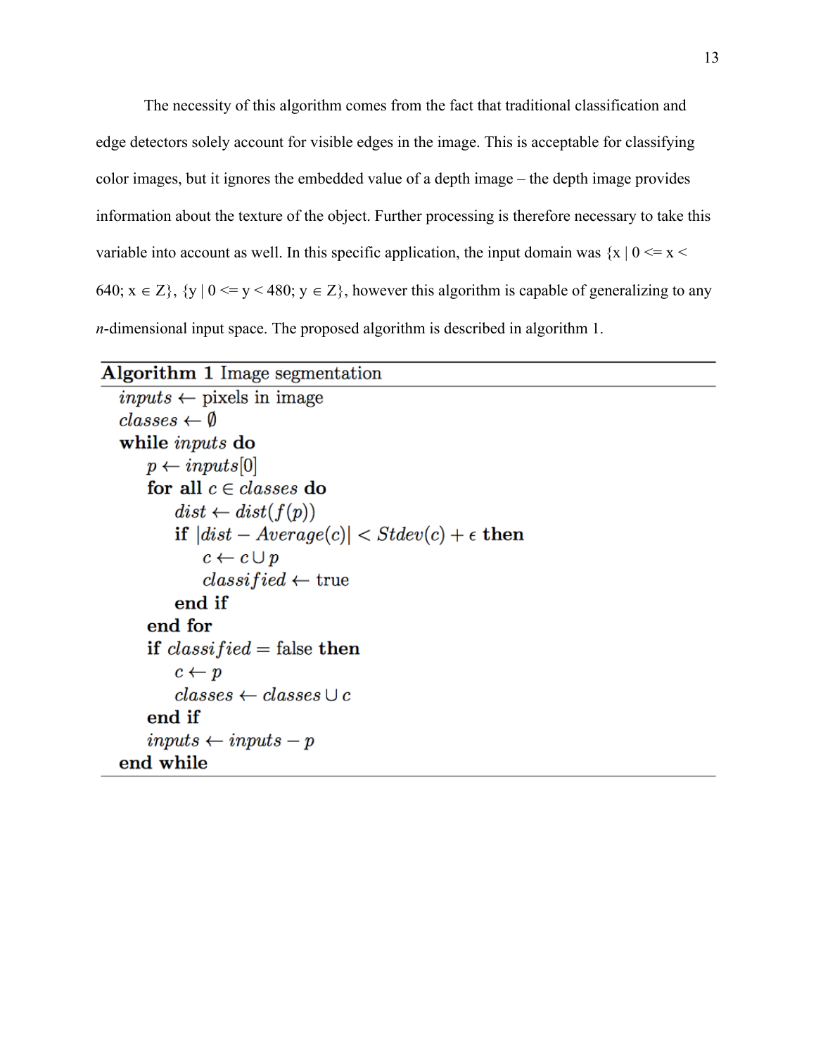The necessity of this algorithm comes from the fact that traditional classification and edge detectors solely account for visible edges in the image. This is acceptable for classifying color images, but it ignores the embedded value of a depth image – the depth image provides information about the texture of the object. Further processing is therefore necessary to take this variable into account as well. In this specific application, the input domain was $\{x \mid 0 <= x < 640; x \in Z\}$, $\{y \mid 0 <= y < 480; y \in Z\}$, however this algorithm is capable of generalizing to any *n*-dimensional input space. The proposed algorithm is described in algorithm 1.

**Algorithm 1** Image segmentation

```
inputs ← pixels in image
classes ← ∅
while inputs do
    p ← inputs[0]
    for all c ∈ classes do
        dist ← dist(f(p))
        if |dist − Average(c)| < Stdev(c) + ϵ then
            c ← c ∪ p
            classified ← true
        end if
    end for
    if classified = false then
        c ← p
        classes ← classes ∪ c
    end if
    inputs ← inputs − p
end while
```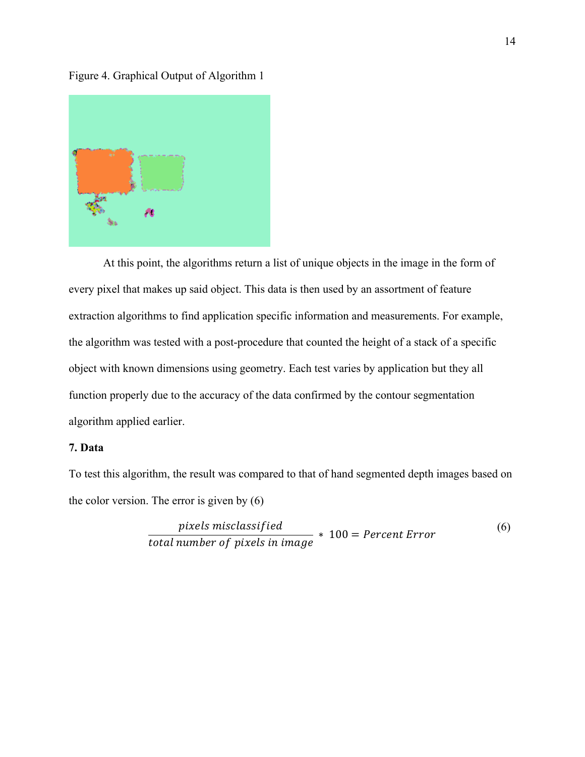Figure 4. Graphical Output of Algorithm 1

At this point, the algorithms return a list of unique objects in the image in the form of every pixel that makes up said object. This data is then used by an assortment of feature extraction algorithms to find application specific information and measurements. For example, the algorithm was tested with a post-procedure that counted the height of a stack of a specific object with known dimensions using geometry. Each test varies by application but they all function properly due to the accuracy of the data confirmed by the contour segmentation algorithm applied earlier.

**7. Data**

To test this algorithm, the result was compared to that of hand segmented depth images based on the color version. The error is given by (6)

$$\frac{pixels\ misclassified}{total\ number\ of\ pixels\ in\ image} * 100 = Percent\ Error \tag{6}$$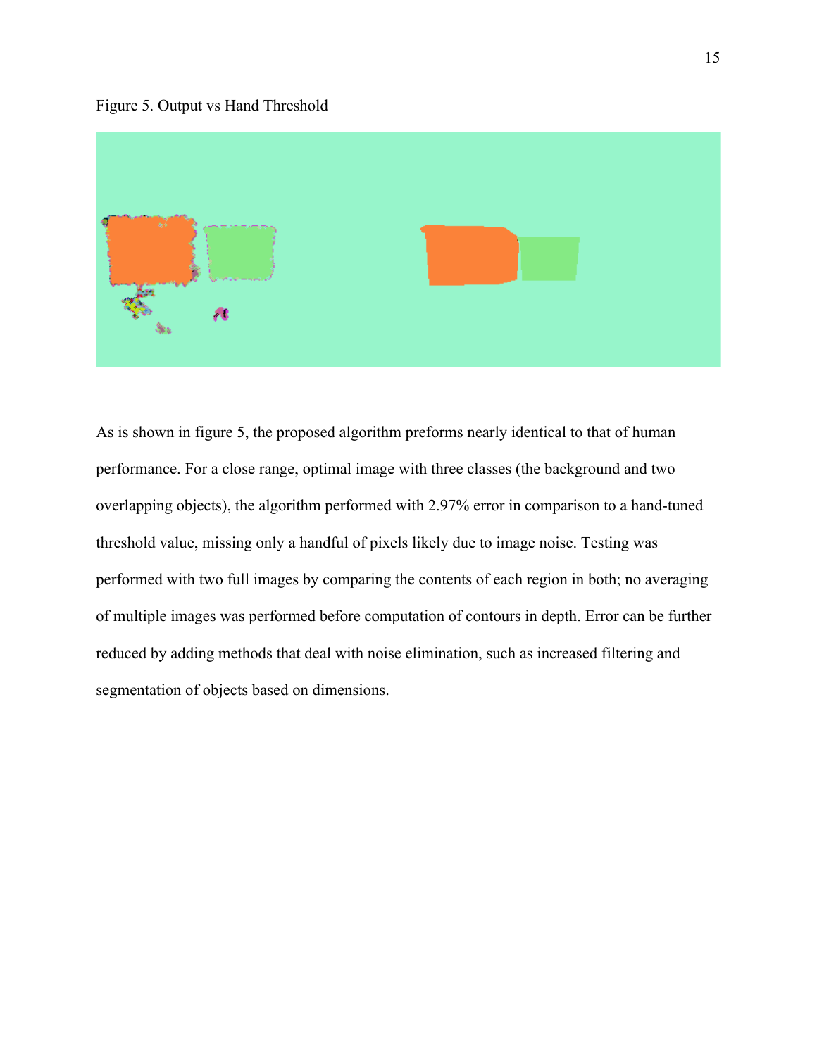Figure 5. Output vs Hand Threshold

As is shown in figure 5, the proposed algorithm preforms nearly identical to that of human performance. For a close range, optimal image with three classes (the background and two overlapping objects), the algorithm performed with 2.97% error in comparison to a hand-tuned threshold value, missing only a handful of pixels likely due to image noise. Testing was performed with two full images by comparing the contents of each region in both; no averaging of multiple images was performed before computation of contours in depth. Error can be further reduced by adding methods that deal with noise elimination, such as increased filtering and segmentation of objects based on dimensions.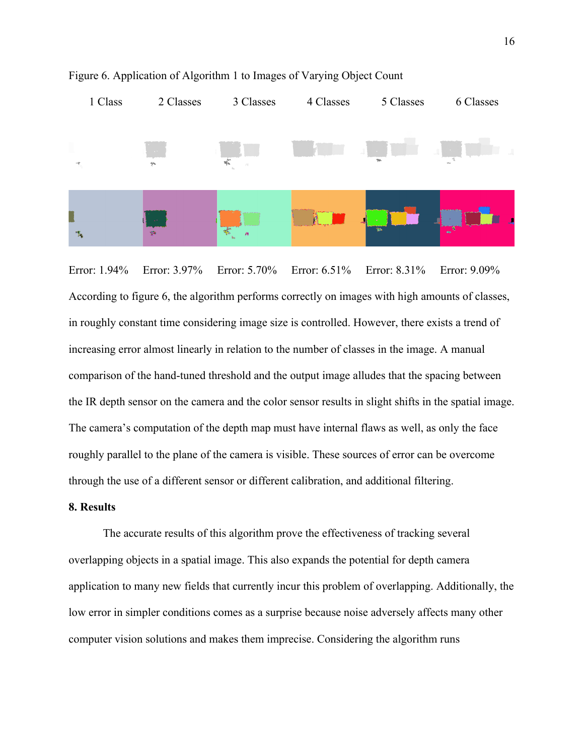Figure 6. Application of Algorithm 1 to Images of Varying Object Count

| 1 Class | 2 Classes | 3 Classes | 4 Classes | 5 Classes | 6 Classes |
| --- | --- | --- | --- | --- | --- |
| Error: 1.94% | Error: 3.97% | Error: 5.70% | Error: 6.51% | Error: 8.31% | Error: 9.09% |

According to figure 6, the algorithm performs correctly on images with high amounts of classes, in roughly constant time considering image size is controlled. However, there exists a trend of increasing error almost linearly in relation to the number of classes in the image. A manual comparison of the hand-tuned threshold and the output image alludes that the spacing between the IR depth sensor on the camera and the color sensor results in slight shifts in the spatial image. The camera's computation of the depth map must have internal flaws as well, as only the face roughly parallel to the plane of the camera is visible. These sources of error can be overcome through the use of a different sensor or different calibration, and additional filtering.

**8. Results**

The accurate results of this algorithm prove the effectiveness of tracking several overlapping objects in a spatial image. This also expands the potential for depth camera application to many new fields that currently incur this problem of overlapping. Additionally, the low error in simpler conditions comes as a surprise because noise adversely affects many other computer vision solutions and makes them imprecise. Considering the algorithm runs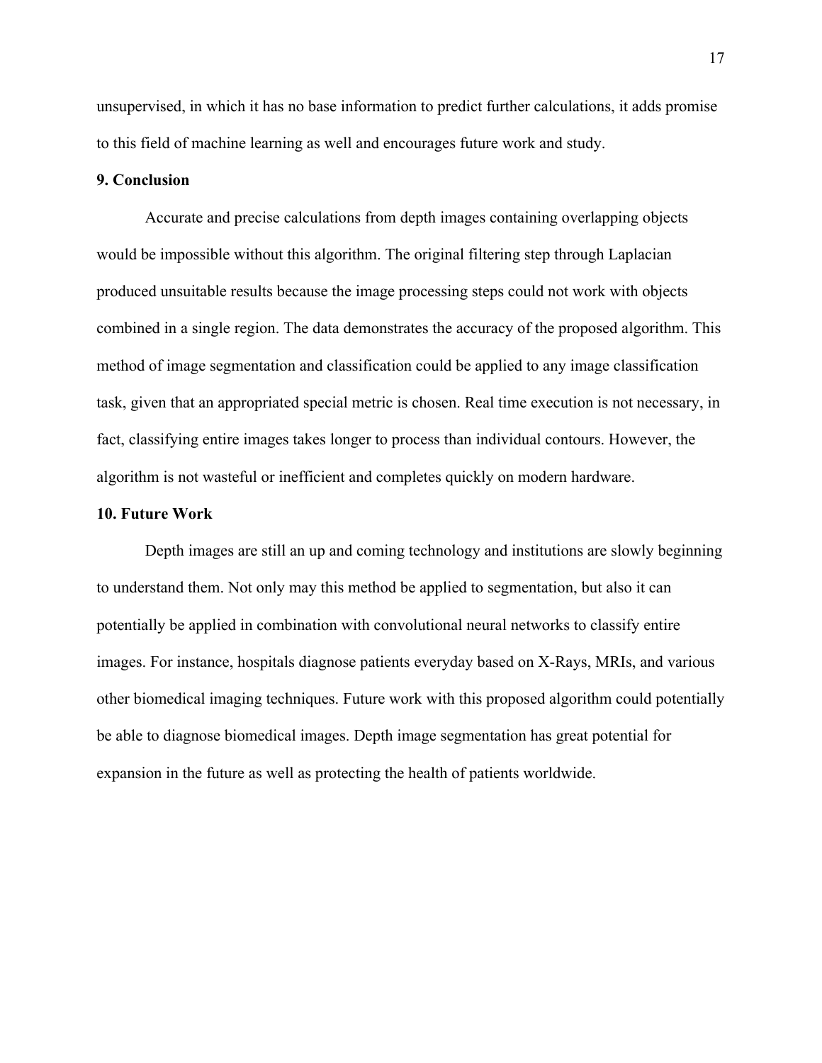unsupervised, in which it has no base information to predict further calculations, it adds promise to this field of machine learning as well and encourages future work and study.

**9. Conclusion**

Accurate and precise calculations from depth images containing overlapping objects would be impossible without this algorithm. The original filtering step through Laplacian produced unsuitable results because the image processing steps could not work with objects combined in a single region. The data demonstrates the accuracy of the proposed algorithm. This method of image segmentation and classification could be applied to any image classification task, given that an appropriated special metric is chosen. Real time execution is not necessary, in fact, classifying entire images takes longer to process than individual contours. However, the algorithm is not wasteful or inefficient and completes quickly on modern hardware.

**10. Future Work**

Depth images are still an up and coming technology and institutions are slowly beginning to understand them. Not only may this method be applied to segmentation, but also it can potentially be applied in combination with convolutional neural networks to classify entire images. For instance, hospitals diagnose patients everyday based on X-Rays, MRIs, and various other biomedical imaging techniques. Future work with this proposed algorithm could potentially be able to diagnose biomedical images. Depth image segmentation has great potential for expansion in the future as well as protecting the health of patients worldwide.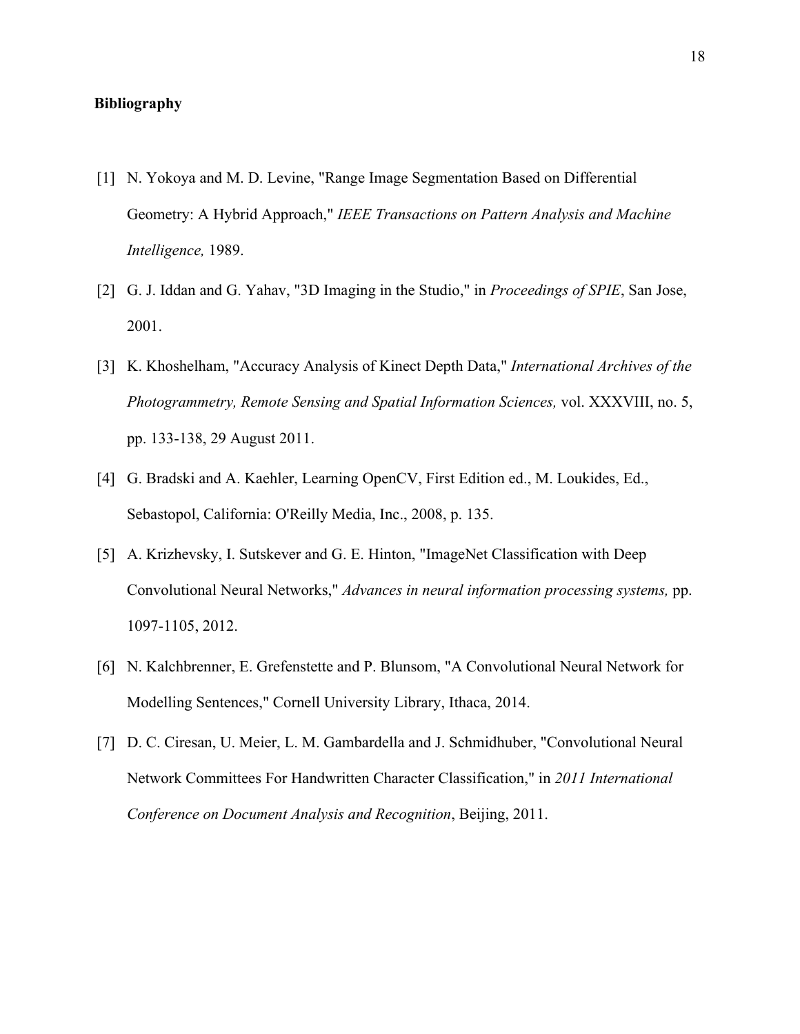**Bibliography**

[1] N. Yokoya and M. D. Levine, "Range Image Segmentation Based on Differential Geometry: A Hybrid Approach," *IEEE Transactions on Pattern Analysis and Machine Intelligence,* 1989.

[2] G. J. Iddan and G. Yahav, "3D Imaging in the Studio," in *Proceedings of SPIE*, San Jose, 2001.

[3] K. Khoshelham, "Accuracy Analysis of Kinect Depth Data," *International Archives of the Photogrammetry, Remote Sensing and Spatial Information Sciences,* vol. XXXVIII, no. 5, pp. 133-138, 29 August 2011.

[4] G. Bradski and A. Kaehler, Learning OpenCV, First Edition ed., M. Loukides, Ed., Sebastopol, California: O'Reilly Media, Inc., 2008, p. 135.

[5] A. Krizhevsky, I. Sutskever and G. E. Hinton, "ImageNet Classification with Deep Convolutional Neural Networks," *Advances in neural information processing systems,* pp. 1097-1105, 2012.

[6] N. Kalchbrenner, E. Grefenstette and P. Blunsom, "A Convolutional Neural Network for Modelling Sentences," Cornell University Library, Ithaca, 2014.

[7] D. C. Ciresan, U. Meier, L. M. Gambardella and J. Schmidhuber, "Convolutional Neural Network Committees For Handwritten Character Classification," in *2011 International Conference on Document Analysis and Recognition*, Beijing, 2011.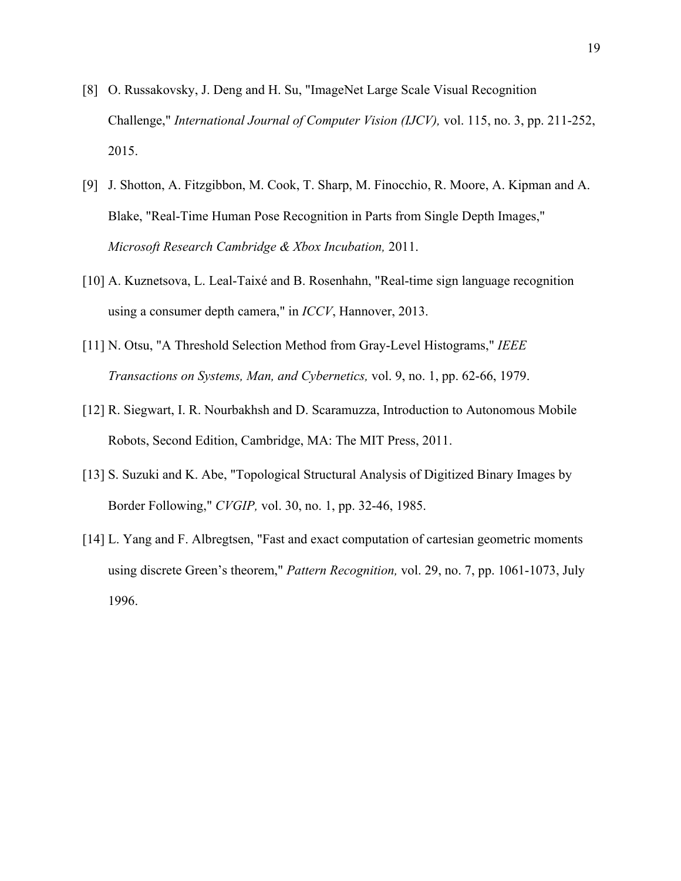[8] O. Russakovsky, J. Deng and H. Su, "ImageNet Large Scale Visual Recognition Challenge," *International Journal of Computer Vision (IJCV),* vol. 115, no. 3, pp. 211-252, 2015.

[9] J. Shotton, A. Fitzgibbon, M. Cook, T. Sharp, M. Finocchio, R. Moore, A. Kipman and A. Blake, "Real-Time Human Pose Recognition in Parts from Single Depth Images," *Microsoft Research Cambridge & Xbox Incubation,* 2011.

[10] A. Kuznetsova, L. Leal-Taixé and B. Rosenhahn, "Real-time sign language recognition using a consumer depth camera," in *ICCV*, Hannover, 2013.

[11] N. Otsu, "A Threshold Selection Method from Gray-Level Histograms," *IEEE Transactions on Systems, Man, and Cybernetics,* vol. 9, no. 1, pp. 62-66, 1979.

[12] R. Siegwart, I. R. Nourbakhsh and D. Scaramuzza, Introduction to Autonomous Mobile Robots, Second Edition, Cambridge, MA: The MIT Press, 2011.

[13] S. Suzuki and K. Abe, "Topological Structural Analysis of Digitized Binary Images by Border Following," *CVGIP,* vol. 30, no. 1, pp. 32-46, 1985.

[14] L. Yang and F. Albregtsen, "Fast and exact computation of cartesian geometric moments using discrete Green's theorem," *Pattern Recognition,* vol. 29, no. 7, pp. 1061-1073, July 1996.